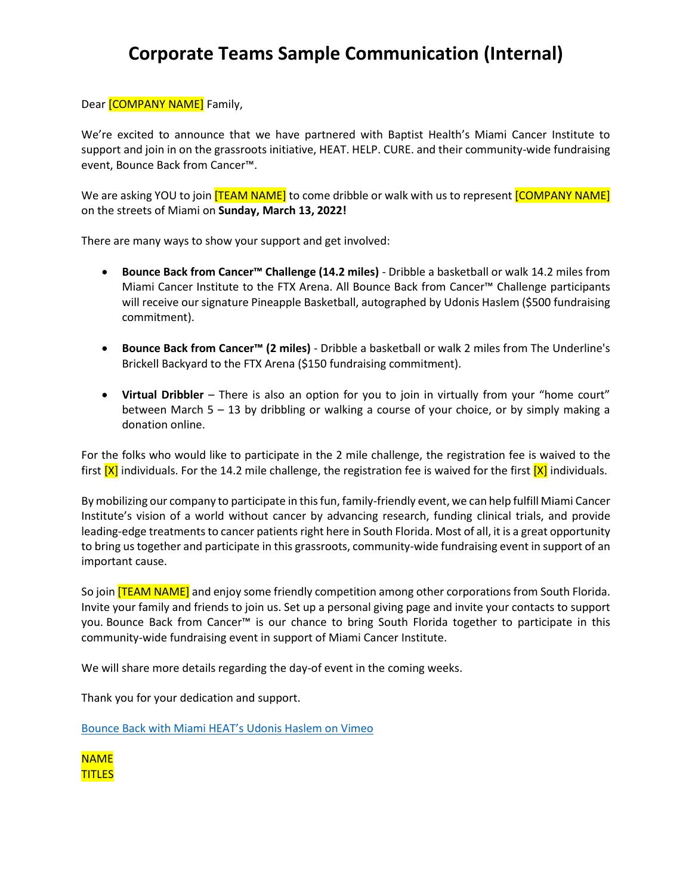# Corporate Teams Sample Communication (Internal)

Dear [COMPANY NAME] Family,

We're excited to announce that we have partnered with Baptist Health's Miami Cancer Institute to support and join in on the grassroots initiative, HEAT. HELP. CURE. and their community-wide fundraising event, Bounce Back from Cancer™.

We are asking YOU to join [TEAM NAME] to come dribble or walk with us to represent [COMPANY NAME] on the streets of Miami on **Sunday, March 13, 2022!**

There are many ways to show your support and get involved:

- **Bounce Back from Cancer™ Challenge (14.2 miles)** - Dribble a basketball or walk 14.2 miles from Miami Cancer Institute to the FTX Arena. All Bounce Back from Cancer™ Challenge participants will receive our signature Pineapple Basketball, autographed by Udonis Haslem ($500 fundraising commitment).

- **Bounce Back from Cancer™ (2 miles)** - Dribble a basketball or walk 2 miles from The Underline's Brickell Backyard to the FTX Arena ($150 fundraising commitment).

- **Virtual Dribbler** – There is also an option for you to join in virtually from your "home court" between March 5 – 13 by dribbling or walking a course of your choice, or by simply making a donation online.

For the folks who would like to participate in the 2 mile challenge, the registration fee is waived to the first [X] individuals. For the 14.2 mile challenge, the registration fee is waived for the first [X] individuals.

By mobilizing our company to participate in this fun, family-friendly event, we can help fulfill Miami Cancer Institute's vision of a world without cancer by advancing research, funding clinical trials, and provide leading-edge treatments to cancer patients right here in South Florida. Most of all, it is a great opportunity to bring us together and participate in this grassroots, community-wide fundraising event in support of an important cause.

So join [TEAM NAME] and enjoy some friendly competition among other corporations from South Florida. Invite your family and friends to join us. Set up a personal giving page and invite your contacts to support you. Bounce Back from Cancer™ is our chance to bring South Florida together to participate in this community-wide fundraising event in support of Miami Cancer Institute.

We will share more details regarding the day-of event in the coming weeks.

Thank you for your dedication and support.

Bounce Back with Miami HEAT's Udonis Haslem on Vimeo

NAME
TITLES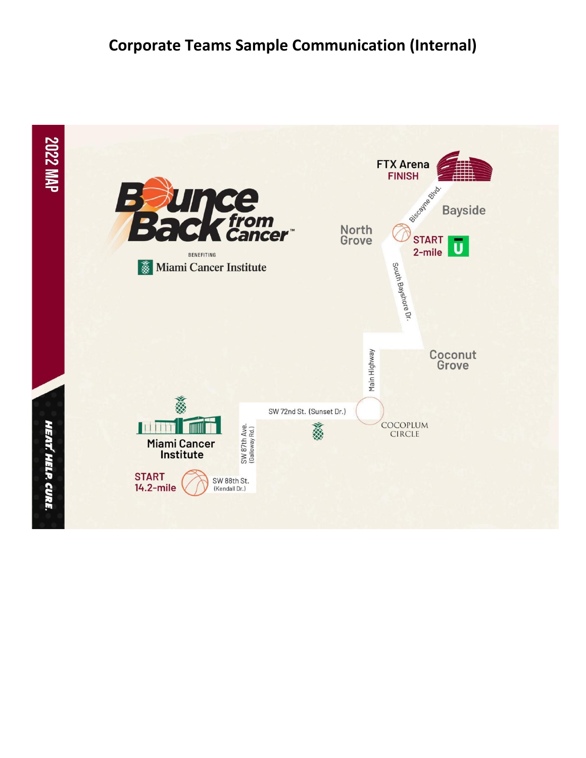# Corporate Teams Sample Communication (Internal)

2022 MAP

Bounce Back from Cancer™

BENEFITING

Miami Cancer Institute

FTX Arena
FINISH

Biscayne Blvd.

Bayside

North Grove

START
2-mile

South Bayshore Dr.

Coconut Grove

Main Highway

SW 72nd St. (Sunset Dr.)

COCOPLUM CIRCLE

Miami Cancer Institute

SW 87th Ave. (Galloway Rd.)

START
14.2-mile

SW 88th St. (Kendall Dr.)

HEAT. HELP. CURE.